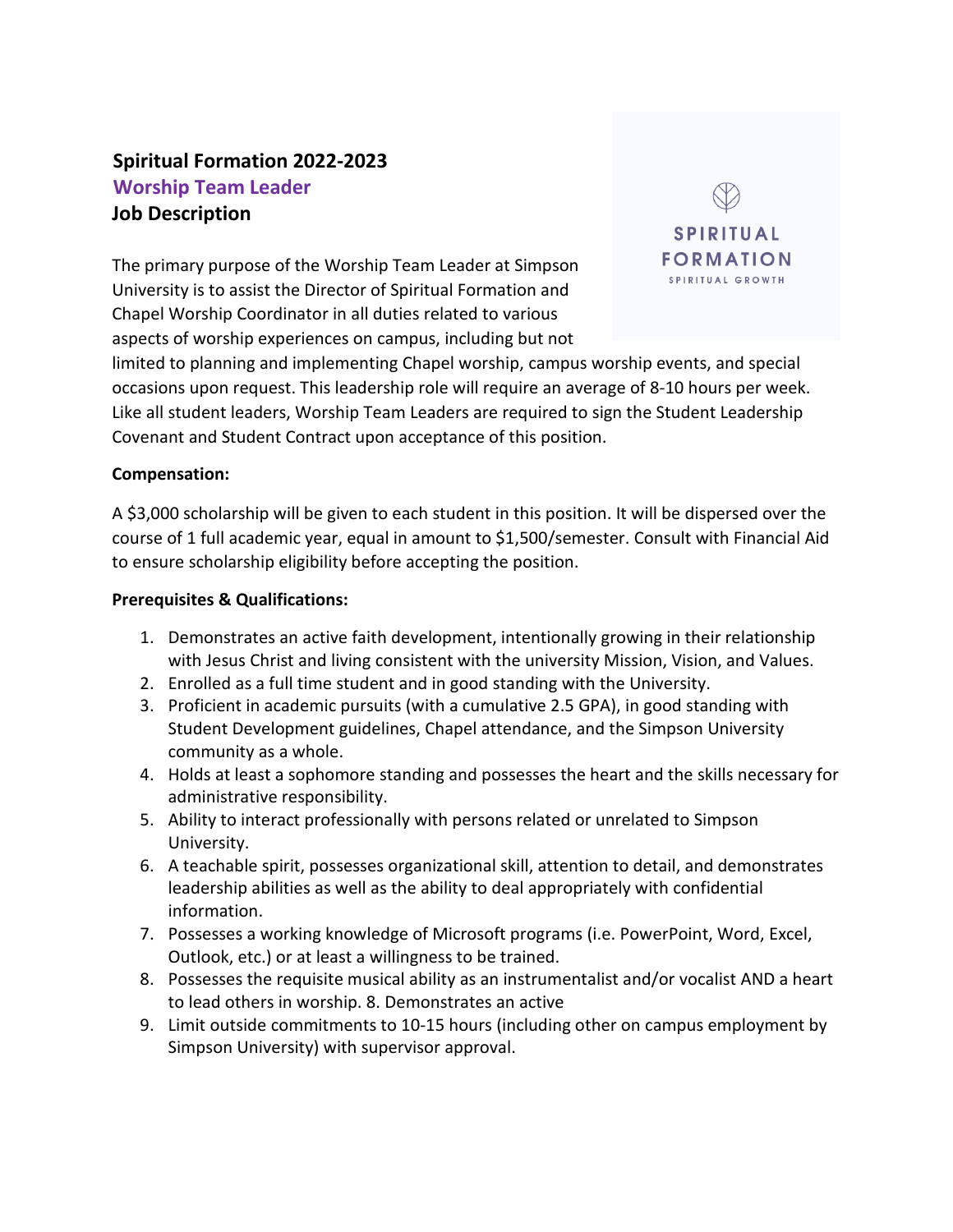**Spiritual Formation 2022-2023**
**Worship Team Leader**
**Job Description**

SPIRITUAL FORMATION
SPIRITUAL GROWTH

The primary purpose of the Worship Team Leader at Simpson University is to assist the Director of Spiritual Formation and Chapel Worship Coordinator in all duties related to various aspects of worship experiences on campus, including but not limited to planning and implementing Chapel worship, campus worship events, and special occasions upon request. This leadership role will require an average of 8-10 hours per week. Like all student leaders, Worship Team Leaders are required to sign the Student Leadership Covenant and Student Contract upon acceptance of this position.

**Compensation:**

A $3,000 scholarship will be given to each student in this position. It will be dispersed over the course of 1 full academic year, equal in amount to $1,500/semester. Consult with Financial Aid to ensure scholarship eligibility before accepting the position.

**Prerequisites & Qualifications:**

1. Demonstrates an active faith development, intentionally growing in their relationship with Jesus Christ and living consistent with the university Mission, Vision, and Values.
2. Enrolled as a full time student and in good standing with the University.
3. Proficient in academic pursuits (with a cumulative 2.5 GPA), in good standing with Student Development guidelines, Chapel attendance, and the Simpson University community as a whole.
4. Holds at least a sophomore standing and possesses the heart and the skills necessary for administrative responsibility.
5. Ability to interact professionally with persons related or unrelated to Simpson University.
6. A teachable spirit, possesses organizational skill, attention to detail, and demonstrates leadership abilities as well as the ability to deal appropriately with confidential information.
7. Possesses a working knowledge of Microsoft programs (i.e. PowerPoint, Word, Excel, Outlook, etc.) or at least a willingness to be trained.
8. Possesses the requisite musical ability as an instrumentalist and/or vocalist AND a heart to lead others in worship. 8. Demonstrates an active
9. Limit outside commitments to 10-15 hours (including other on campus employment by Simpson University) with supervisor approval.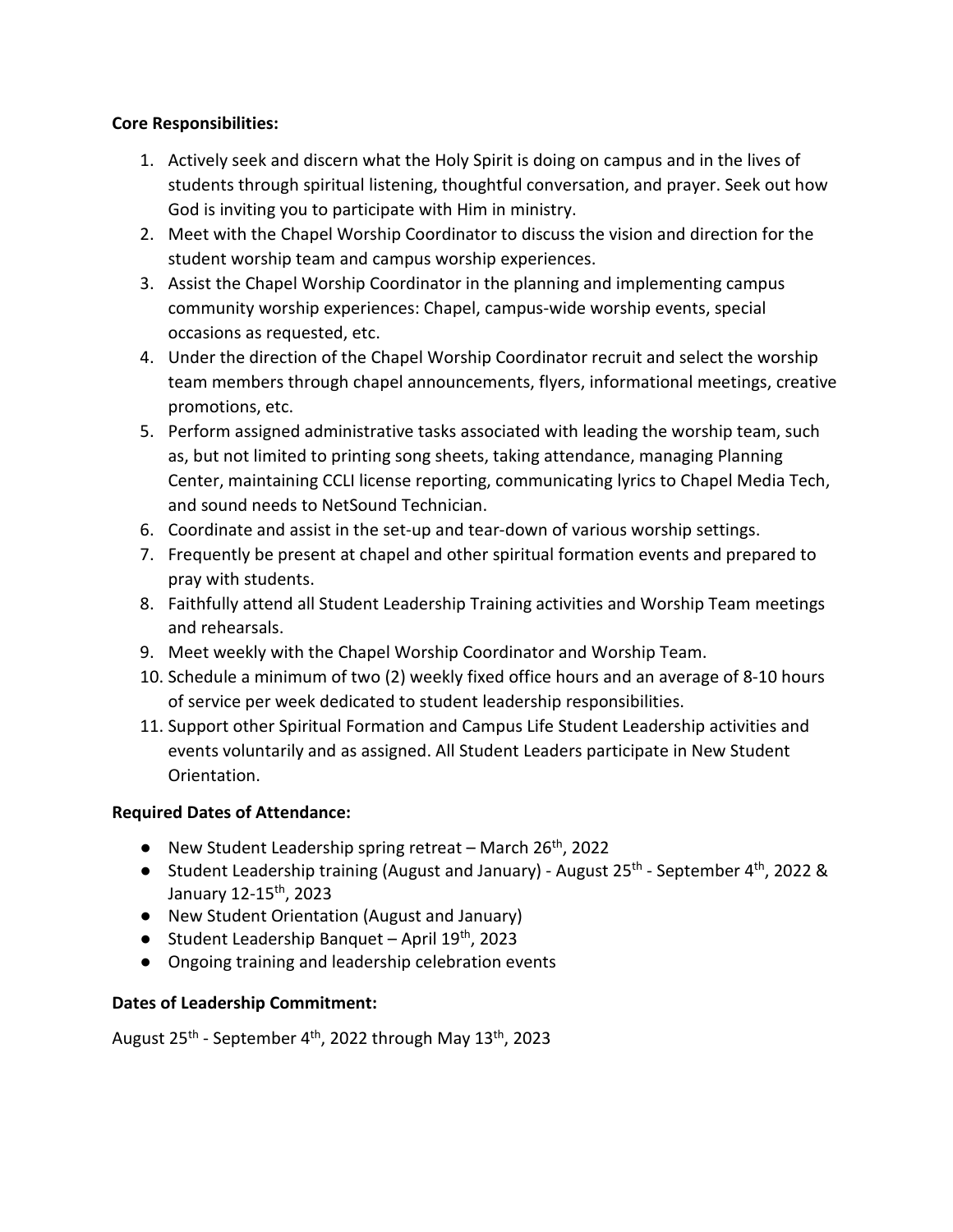**Core Responsibilities:**

1. Actively seek and discern what the Holy Spirit is doing on campus and in the lives of students through spiritual listening, thoughtful conversation, and prayer. Seek out how God is inviting you to participate with Him in ministry.
2. Meet with the Chapel Worship Coordinator to discuss the vision and direction for the student worship team and campus worship experiences.
3. Assist the Chapel Worship Coordinator in the planning and implementing campus community worship experiences: Chapel, campus-wide worship events, special occasions as requested, etc.
4. Under the direction of the Chapel Worship Coordinator recruit and select the worship team members through chapel announcements, flyers, informational meetings, creative promotions, etc.
5. Perform assigned administrative tasks associated with leading the worship team, such as, but not limited to printing song sheets, taking attendance, managing Planning Center, maintaining CCLI license reporting, communicating lyrics to Chapel Media Tech, and sound needs to NetSound Technician.
6. Coordinate and assist in the set-up and tear-down of various worship settings.
7. Frequently be present at chapel and other spiritual formation events and prepared to pray with students.
8. Faithfully attend all Student Leadership Training activities and Worship Team meetings and rehearsals.
9. Meet weekly with the Chapel Worship Coordinator and Worship Team.
10. Schedule a minimum of two (2) weekly fixed office hours and an average of 8-10 hours of service per week dedicated to student leadership responsibilities.
11. Support other Spiritual Formation and Campus Life Student Leadership activities and events voluntarily and as assigned. All Student Leaders participate in New Student Orientation.

**Required Dates of Attendance:**

- New Student Leadership spring retreat – March 26th, 2022
- Student Leadership training (August and January) - August 25th - September 4th, 2022 & January 12-15th, 2023
- New Student Orientation (August and January)
- Student Leadership Banquet – April 19th, 2023
- Ongoing training and leadership celebration events

**Dates of Leadership Commitment:**

August 25th - September 4th, 2022 through May 13th, 2023